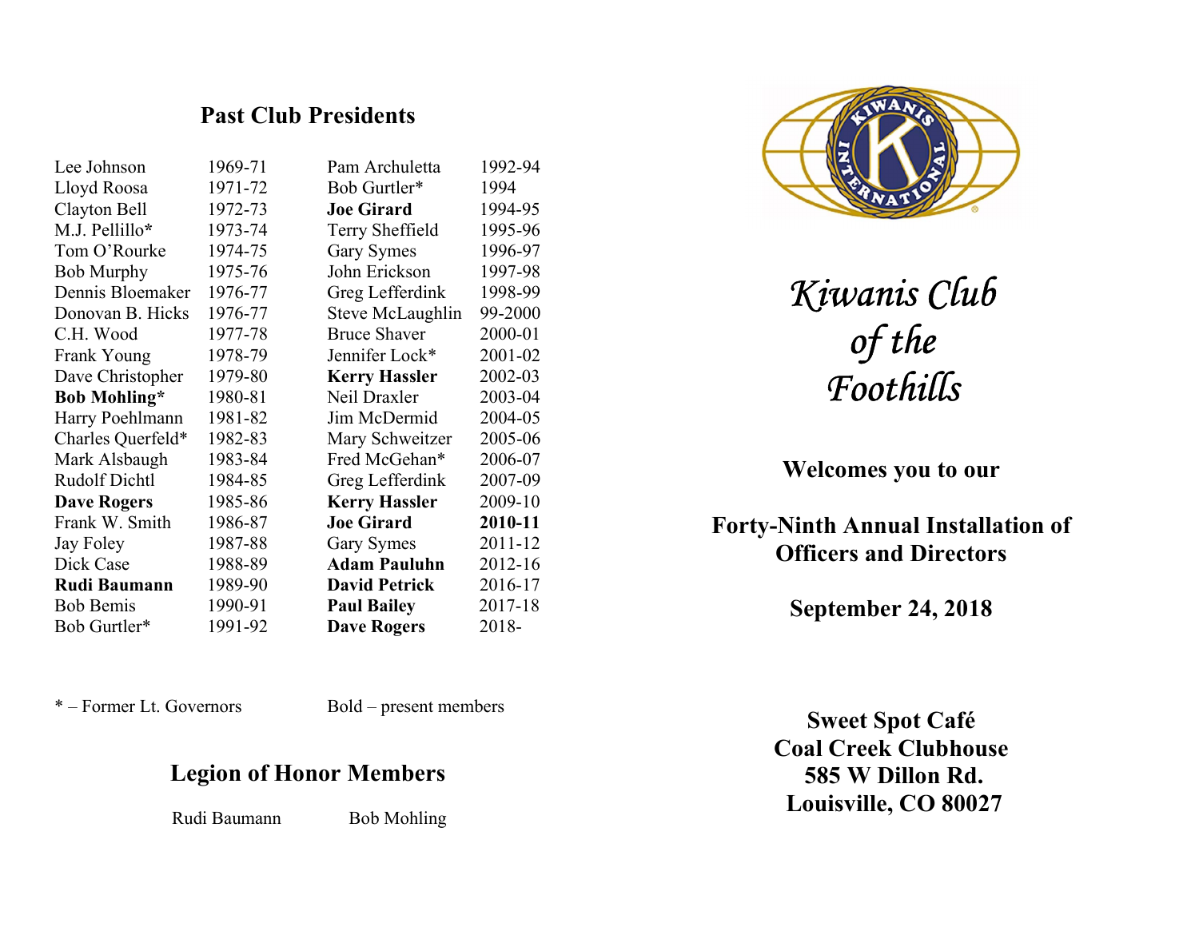## Past Club Presidents

| | | | |
|---|---|---|---|
| Lee Johnson | 1969-71 | Pam Archuletta | 1992-94 |
| Lloyd Roosa | 1971-72 | Bob Gurtler* | 1994 |
| Clayton Bell | 1972-73 | **Joe Girard** | 1994-95 |
| M.J. Pellillo* | 1973-74 | Terry Sheffield | 1995-96 |
| Tom O'Rourke | 1974-75 | Gary Symes | 1996-97 |
| Bob Murphy | 1975-76 | John Erickson | 1997-98 |
| Dennis Bloemaker | 1976-77 | Greg Lefferdink | 1998-99 |
| Donovan B. Hicks | 1976-77 | Steve McLaughlin | 99-2000 |
| C.H. Wood | 1977-78 | Bruce Shaver | 2000-01 |
| Frank Young | 1978-79 | Jennifer Lock* | 2001-02 |
| Dave Christopher | 1979-80 | **Kerry Hassler** | 2002-03 |
| **Bob Mohling*** | 1980-81 | Neil Draxler | 2003-04 |
| Harry Poehlmann | 1981-82 | Jim McDermid | 2004-05 |
| Charles Querfeld* | 1982-83 | Mary Schweitzer | 2005-06 |
| Mark Alsbaugh | 1983-84 | Fred McGehan* | 2006-07 |
| Rudolf Dichtl | 1984-85 | Greg Lefferdink | 2007-09 |
| **Dave Rogers** | 1985-86 | **Kerry Hassler** | 2009-10 |
| Frank W. Smith | 1986-87 | **Joe Girard** | **2010-11** |
| Jay Foley | 1987-88 | Gary Symes | 2011-12 |
| Dick Case | 1988-89 | **Adam Pauluhn** | 2012-16 |
| **Rudi Baumann** | 1989-90 | **David Petrick** | 2016-17 |
| Bob Bemis | 1990-91 | **Paul Bailey** | 2017-18 |
| Bob Gurtler* | 1991-92 | **Dave Rogers** | 2018- |

* – Former Lt. Governors  Bold – present members

## Legion of Honor Members

Rudi Baumann  Bob Mohling

# *Kiwanis Club of the Foothills*

**Welcomes you to our**

**Forty-Ninth Annual Installation of Officers and Directors**

**September 24, 2018**

**Sweet Spot Café**
**Coal Creek Clubhouse**
**585 W Dillon Rd.**
**Louisville, CO 80027**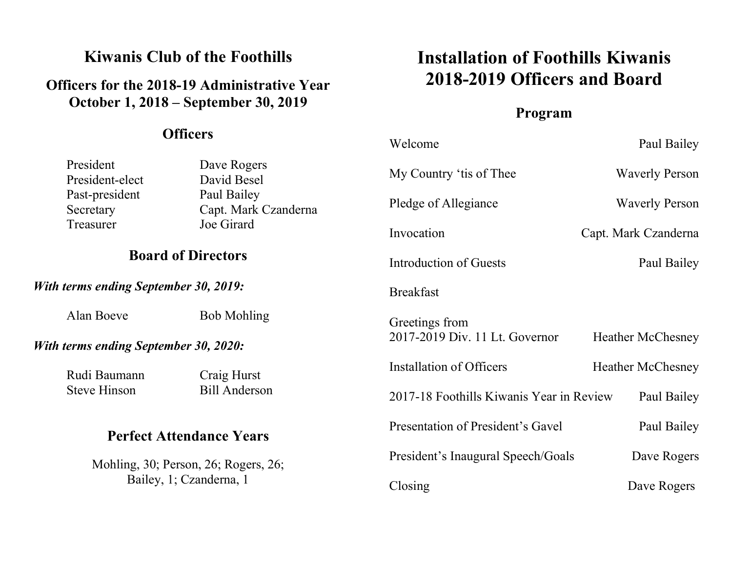# Kiwanis Club of the Foothills

## Officers for the 2018-19 Administrative Year
## October 1, 2018 – September 30, 2019

### Officers

| | |
|---|---|
| President | Dave Rogers |
| President-elect | David Besel |
| Past-president | Paul Bailey |
| Secretary | Capt. Mark Czanderna |
| Treasurer | Joe Girard |

### Board of Directors

***With terms ending September 30, 2019:***

Alan Boeve    Bob Mohling

***With terms ending September 30, 2020:***

Rudi Baumann    Craig Hurst
Steve Hinson    Bill Anderson

### Perfect Attendance Years

Mohling, 30; Person, 26; Rogers, 26;
Bailey, 1; Czanderna, 1

# Installation of Foothills Kiwanis 2018-2019 Officers and Board

## Program

| | |
|---|---|
| Welcome | Paul Bailey |
| My Country 'tis of Thee | Waverly Person |
| Pledge of Allegiance | Waverly Person |
| Invocation | Capt. Mark Czanderna |
| Introduction of Guests | Paul Bailey |
| Breakfast | |
| Greetings from 2017-2019 Div. 11 Lt. Governor | Heather McChesney |
| Installation of Officers | Heather McChesney |
| 2017-18 Foothills Kiwanis Year in Review | Paul Bailey |
| Presentation of President's Gavel | Paul Bailey |
| President's Inaugural Speech/Goals | Dave Rogers |
| Closing | Dave Rogers |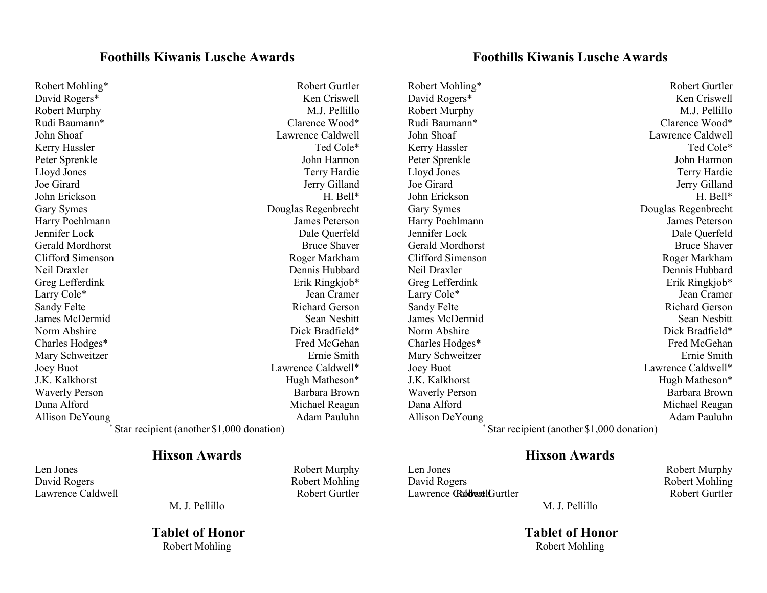## Foothills Kiwanis Lusche Awards

| | |
|---|---|
| Robert Mohling* | Robert Gurtler |
| David Rogers* | Ken Criswell |
| Robert Murphy | M.J. Pellillo |
| Rudi Baumann* | Clarence Wood* |
| John Shoaf | Lawrence Caldwell |
| Kerry Hassler | Ted Cole* |
| Peter Sprenkle | John Harmon |
| Lloyd Jones | Terry Hardie |
| Joe Girard | Jerry Gilland |
| John Erickson | H. Bell* |
| Gary Symes | Douglas Regenbrecht |
| Harry Poehlmann | James Peterson |
| Jennifer Lock | Dale Querfeld |
| Gerald Mordhorst | Bruce Shaver |
| Clifford Simenson | Roger Markham |
| Neil Draxler | Dennis Hubbard |
| Greg Lefferdink | Erik Ringkjob* |
| Larry Cole* | Jean Cramer |
| Sandy Felte | Richard Gerson |
| James McDermid | Sean Nesbitt |
| Norm Abshire | Dick Bradfield* |
| Charles Hodges* | Fred McGehan |
| Mary Schweitzer | Ernie Smith |
| Joey Buot | Lawrence Caldwell* |
| J.K. Kalkhorst | Hugh Matheson* |
| Waverly Person | Barbara Brown |
| Dana Alford | Michael Reagan |
| Allison DeYoung | Adam Pauluhn |

* Star recipient (another $1,000 donation)

## Hixson Awards

| | |
|---|---|
| Len Jones | Robert Murphy |
| David Rogers | Robert Mohling |
| Lawrence Caldwell | Robert Gurtler |

M. J. Pellillo

## Tablet of Honor

Robert Mohling

## Foothills Kiwanis Lusche Awards

| | |
|---|---|
| Robert Mohling* | Robert Gurtler |
| David Rogers* | Ken Criswell |
| Robert Murphy | M.J. Pellillo |
| Rudi Baumann* | Clarence Wood* |
| John Shoaf | Lawrence Caldwell |
| Kerry Hassler | Ted Cole* |
| Peter Sprenkle | John Harmon |
| Lloyd Jones | Terry Hardie |
| Joe Girard | Jerry Gilland |
| John Erickson | H. Bell* |
| Gary Symes | Douglas Regenbrecht |
| Harry Poehlmann | James Peterson |
| Jennifer Lock | Dale Querfeld |
| Gerald Mordhorst | Bruce Shaver |
| Clifford Simenson | Roger Markham |
| Neil Draxler | Dennis Hubbard |
| Greg Lefferdink | Erik Ringkjob* |
| Larry Cole* | Jean Cramer |
| Sandy Felte | Richard Gerson |
| James McDermid | Sean Nesbitt |
| Norm Abshire | Dick Bradfield* |
| Charles Hodges* | Fred McGehan |
| Mary Schweitzer | Ernie Smith |
| Joey Buot | Lawrence Caldwell* |
| J.K. Kalkhorst | Hugh Matheson* |
| Waverly Person | Barbara Brown |
| Dana Alford | Michael Reagan |
| Allison DeYoung | Adam Pauluhn |

* Star recipient (another $1,000 donation)

## Hixson Awards

| | |
|---|---|
| Len Jones | Robert Murphy |
| David Rogers | Robert Mohling |
| Lawrence Caldwell Robert Gurtler | Robert Gurtler |

M. J. Pellillo

## Tablet of Honor

Robert Mohling